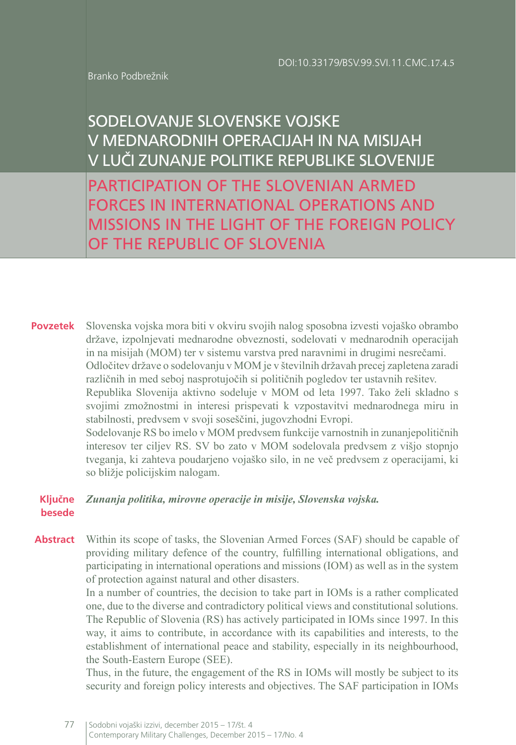DOI:10.33179/BSV.99.SVI.11.CMC.17.4.5

Branko Podbrežnik

# SODELOVANJE SLOVENSKE VOJSKE V MEDNARODNIH OPERACIJAH IN NA MISIJAH V LUČI ZUNANJE POLITIKE REPUBLIKE SLOVENIJE

# PARTICIPATION OF THE SLOVENIAN ARMED FORCES IN INTERNATIONAL OPERATIONS AND MISSIONS IN THE LIGHT OF THE FOREIGN POLICY OF THE REPUBLIC OF SLOVENIA

**Povzetek** Slovenska vojska mora biti v okviru svojih nalog sposobna izvesti vojaško obrambo države, izpolnjevati mednarodne obveznosti, sodelovati v mednarodnih operacijah in na misijah (MOM) ter v sistemu varstva pred naravnimi in drugimi nesrečami.

Odločitev države o sodelovanju v MOM je v številnih državah precej zapletena zaradi različnih in med seboj nasprotujočih si političnih pogledov ter ustavnih rešitev.

Republika Slovenija aktivno sodeluje v MOM od leta 1997. Tako želi skladno s svojimi zmožnostmi in interesi prispevati k vzpostavitvi mednarodnega miru in stabilnosti, predvsem v svoji soseščini, jugovzhodni Evropi.

Sodelovanje RS bo imelo v MOM predvsem funkcije varnostnih in zunanjepolitičnih interesov ter ciljev RS. SV bo zato v MOM sodelovala predvsem z višjo stopnjo tveganja, ki zahteva poudarjeno vojaško silo, in ne več predvsem z operacijami, ki so bližje policijskim nalogam.

**Ključne besede** ***Zunanja politika, mirovne operacije in misije, Slovenska vojska.***

**Abstract** Within its scope of tasks, the Slovenian Armed Forces (SAF) should be capable of providing military defence of the country, fulfilling international obligations, and participating in international operations and missions (IOM) as well as in the system of protection against natural and other disasters.

In a number of countries, the decision to take part in IOMs is a rather complicated one, due to the diverse and contradictory political views and constitutional solutions. The Republic of Slovenia (RS) has actively participated in IOMs since 1997. In this way, it aims to contribute, in accordance with its capabilities and interests, to the establishment of international peace and stability, especially in its neighbourhood, the South-Eastern Europe (SEE).

Thus, in the future, the engagement of the RS in IOMs will mostly be subject to its security and foreign policy interests and objectives. The SAF participation in IOMs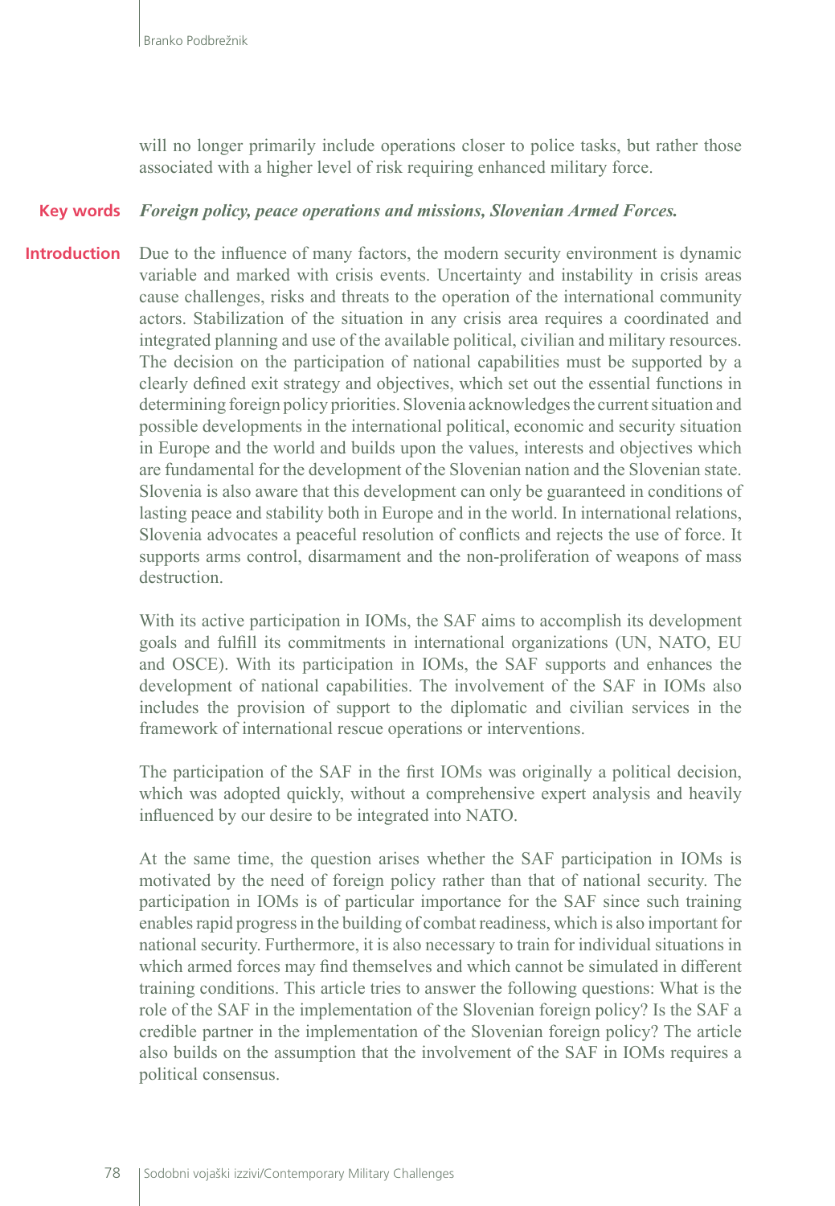will no longer primarily include operations closer to police tasks, but rather those associated with a higher level of risk requiring enhanced military force.

**Key words** ***Foreign policy, peace operations and missions, Slovenian Armed Forces.***

## Introduction

Due to the influence of many factors, the modern security environment is dynamic variable and marked with crisis events. Uncertainty and instability in crisis areas cause challenges, risks and threats to the operation of the international community actors. Stabilization of the situation in any crisis area requires a coordinated and integrated planning and use of the available political, civilian and military resources. The decision on the participation of national capabilities must be supported by a clearly defined exit strategy and objectives, which set out the essential functions in determining foreign policy priorities. Slovenia acknowledges the current situation and possible developments in the international political, economic and security situation in Europe and the world and builds upon the values, interests and objectives which are fundamental for the development of the Slovenian nation and the Slovenian state. Slovenia is also aware that this development can only be guaranteed in conditions of lasting peace and stability both in Europe and in the world. In international relations, Slovenia advocates a peaceful resolution of conflicts and rejects the use of force. It supports arms control, disarmament and the non-proliferation of weapons of mass destruction.

With its active participation in IOMs, the SAF aims to accomplish its development goals and fulfill its commitments in international organizations (UN, NATO, EU and OSCE). With its participation in IOMs, the SAF supports and enhances the development of national capabilities. The involvement of the SAF in IOMs also includes the provision of support to the diplomatic and civilian services in the framework of international rescue operations or interventions.

The participation of the SAF in the first IOMs was originally a political decision, which was adopted quickly, without a comprehensive expert analysis and heavily influenced by our desire to be integrated into NATO.

At the same time, the question arises whether the SAF participation in IOMs is motivated by the need of foreign policy rather than that of national security. The participation in IOMs is of particular importance for the SAF since such training enables rapid progress in the building of combat readiness, which is also important for national security. Furthermore, it is also necessary to train for individual situations in which armed forces may find themselves and which cannot be simulated in different training conditions. This article tries to answer the following questions: What is the role of the SAF in the implementation of the Slovenian foreign policy? Is the SAF a credible partner in the implementation of the Slovenian foreign policy? The article also builds on the assumption that the involvement of the SAF in IOMs requires a political consensus.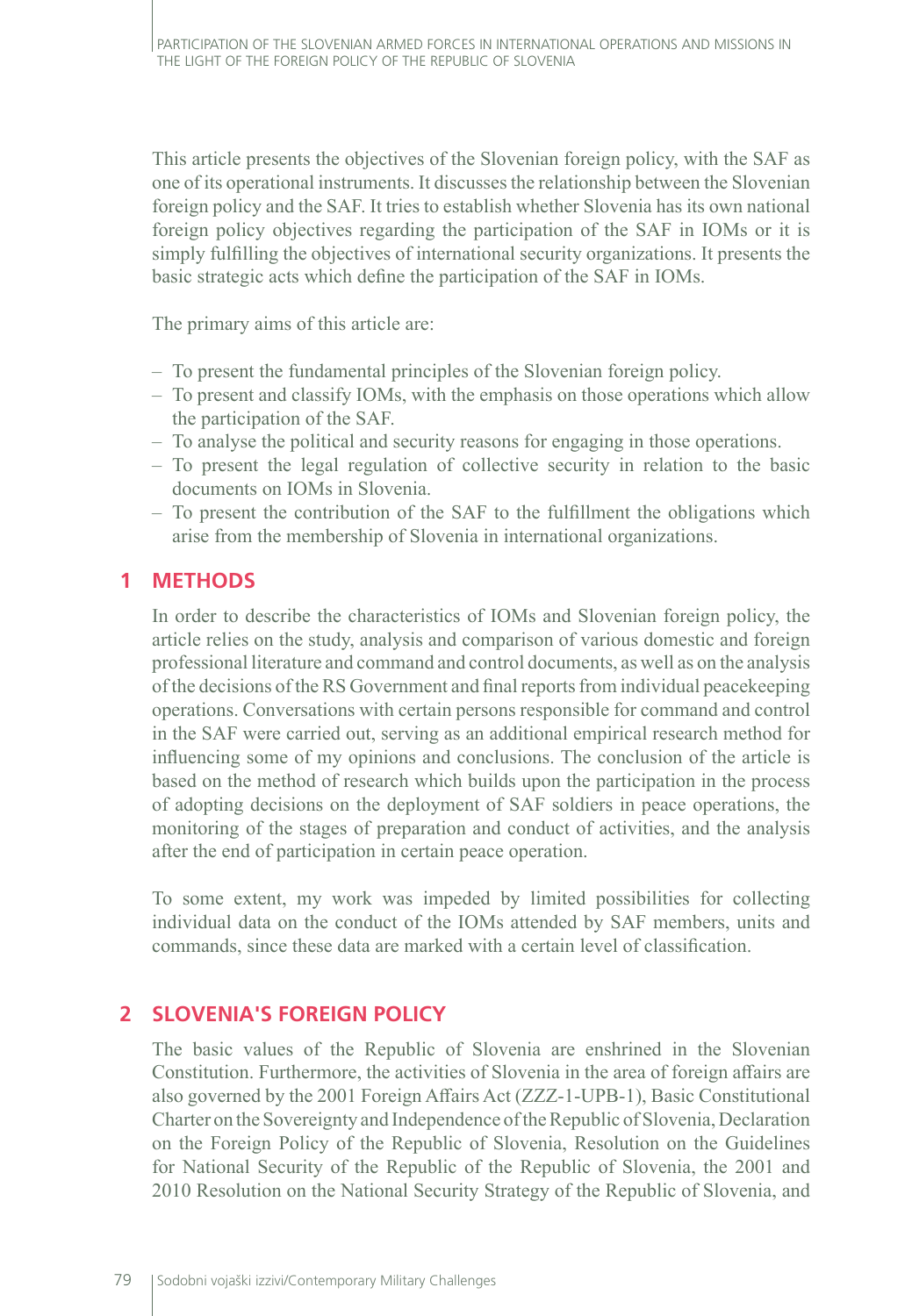This article presents the objectives of the Slovenian foreign policy, with the SAF as one of its operational instruments. It discusses the relationship between the Slovenian foreign policy and the SAF. It tries to establish whether Slovenia has its own national foreign policy objectives regarding the participation of the SAF in IOMs or it is simply fulfilling the objectives of international security organizations. It presents the basic strategic acts which define the participation of the SAF in IOMs.

The primary aims of this article are:

- To present the fundamental principles of the Slovenian foreign policy.
- To present and classify IOMs, with the emphasis on those operations which allow the participation of the SAF.
- To analyse the political and security reasons for engaging in those operations.
- To present the legal regulation of collective security in relation to the basic documents on IOMs in Slovenia.
- To present the contribution of the SAF to the fulfillment the obligations which arise from the membership of Slovenia in international organizations.

## 1 METHODS

In order to describe the characteristics of IOMs and Slovenian foreign policy, the article relies on the study, analysis and comparison of various domestic and foreign professional literature and command and control documents, as well as on the analysis of the decisions of the RS Government and final reports from individual peacekeeping operations. Conversations with certain persons responsible for command and control in the SAF were carried out, serving as an additional empirical research method for influencing some of my opinions and conclusions. The conclusion of the article is based on the method of research which builds upon the participation in the process of adopting decisions on the deployment of SAF soldiers in peace operations, the monitoring of the stages of preparation and conduct of activities, and the analysis after the end of participation in certain peace operation.

To some extent, my work was impeded by limited possibilities for collecting individual data on the conduct of the IOMs attended by SAF members, units and commands, since these data are marked with a certain level of classification.

## 2 SLOVENIA'S FOREIGN POLICY

The basic values of the Republic of Slovenia are enshrined in the Slovenian Constitution. Furthermore, the activities of Slovenia in the area of foreign affairs are also governed by the 2001 Foreign Affairs Act (ZZZ-1-UPB-1), Basic Constitutional Charter on the Sovereignty and Independence of the Republic of Slovenia, Declaration on the Foreign Policy of the Republic of Slovenia, Resolution on the Guidelines for National Security of the Republic of the Republic of Slovenia, the 2001 and 2010 Resolution on the National Security Strategy of the Republic of Slovenia, and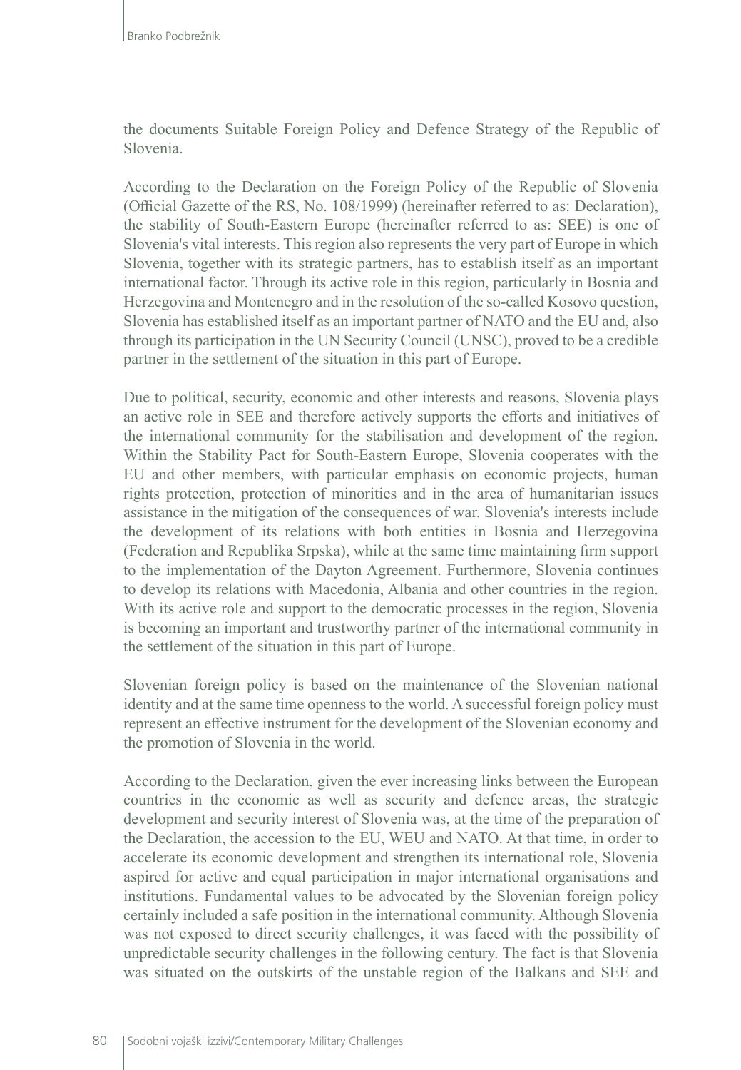the documents Suitable Foreign Policy and Defence Strategy of the Republic of Slovenia.

According to the Declaration on the Foreign Policy of the Republic of Slovenia (Official Gazette of the RS, No. 108/1999) (hereinafter referred to as: Declaration), the stability of South-Eastern Europe (hereinafter referred to as: SEE) is one of Slovenia's vital interests. This region also represents the very part of Europe in which Slovenia, together with its strategic partners, has to establish itself as an important international factor. Through its active role in this region, particularly in Bosnia and Herzegovina and Montenegro and in the resolution of the so-called Kosovo question, Slovenia has established itself as an important partner of NATO and the EU and, also through its participation in the UN Security Council (UNSC), proved to be a credible partner in the settlement of the situation in this part of Europe.

Due to political, security, economic and other interests and reasons, Slovenia plays an active role in SEE and therefore actively supports the efforts and initiatives of the international community for the stabilisation and development of the region. Within the Stability Pact for South-Eastern Europe, Slovenia cooperates with the EU and other members, with particular emphasis on economic projects, human rights protection, protection of minorities and in the area of humanitarian issues assistance in the mitigation of the consequences of war. Slovenia's interests include the development of its relations with both entities in Bosnia and Herzegovina (Federation and Republika Srpska), while at the same time maintaining firm support to the implementation of the Dayton Agreement. Furthermore, Slovenia continues to develop its relations with Macedonia, Albania and other countries in the region. With its active role and support to the democratic processes in the region, Slovenia is becoming an important and trustworthy partner of the international community in the settlement of the situation in this part of Europe.

Slovenian foreign policy is based on the maintenance of the Slovenian national identity and at the same time openness to the world. A successful foreign policy must represent an effective instrument for the development of the Slovenian economy and the promotion of Slovenia in the world.

According to the Declaration, given the ever increasing links between the European countries in the economic as well as security and defence areas, the strategic development and security interest of Slovenia was, at the time of the preparation of the Declaration, the accession to the EU, WEU and NATO. At that time, in order to accelerate its economic development and strengthen its international role, Slovenia aspired for active and equal participation in major international organisations and institutions. Fundamental values to be advocated by the Slovenian foreign policy certainly included a safe position in the international community. Although Slovenia was not exposed to direct security challenges, it was faced with the possibility of unpredictable security challenges in the following century. The fact is that Slovenia was situated on the outskirts of the unstable region of the Balkans and SEE and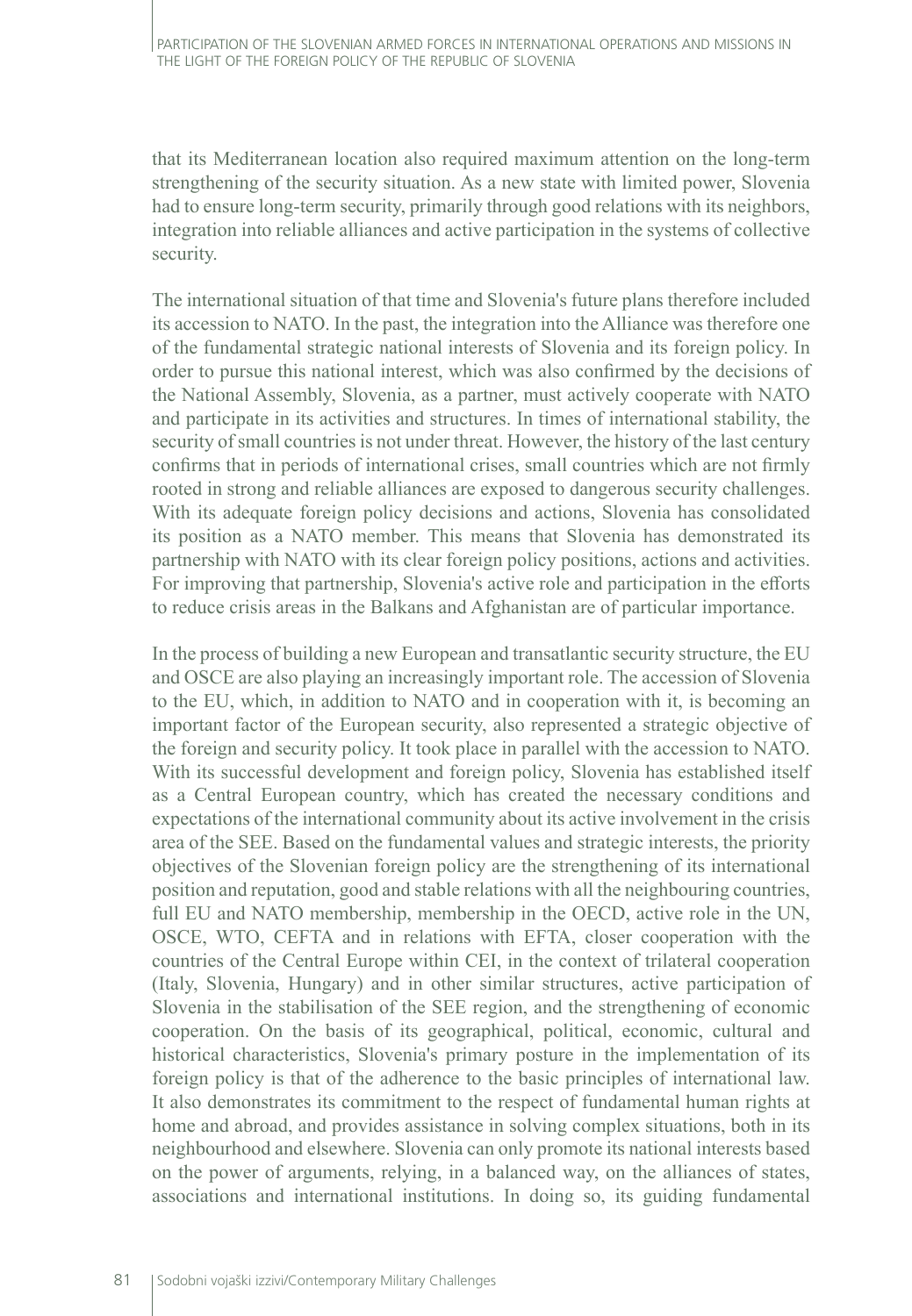that its Mediterranean location also required maximum attention on the long-term strengthening of the security situation. As a new state with limited power, Slovenia had to ensure long-term security, primarily through good relations with its neighbors, integration into reliable alliances and active participation in the systems of collective security.

The international situation of that time and Slovenia's future plans therefore included its accession to NATO. In the past, the integration into the Alliance was therefore one of the fundamental strategic national interests of Slovenia and its foreign policy. In order to pursue this national interest, which was also confirmed by the decisions of the National Assembly, Slovenia, as a partner, must actively cooperate with NATO and participate in its activities and structures. In times of international stability, the security of small countries is not under threat. However, the history of the last century confirms that in periods of international crises, small countries which are not firmly rooted in strong and reliable alliances are exposed to dangerous security challenges. With its adequate foreign policy decisions and actions, Slovenia has consolidated its position as a NATO member. This means that Slovenia has demonstrated its partnership with NATO with its clear foreign policy positions, actions and activities. For improving that partnership, Slovenia's active role and participation in the efforts to reduce crisis areas in the Balkans and Afghanistan are of particular importance.

In the process of building a new European and transatlantic security structure, the EU and OSCE are also playing an increasingly important role. The accession of Slovenia to the EU, which, in addition to NATO and in cooperation with it, is becoming an important factor of the European security, also represented a strategic objective of the foreign and security policy. It took place in parallel with the accession to NATO. With its successful development and foreign policy, Slovenia has established itself as a Central European country, which has created the necessary conditions and expectations of the international community about its active involvement in the crisis area of the SEE. Based on the fundamental values and strategic interests, the priority objectives of the Slovenian foreign policy are the strengthening of its international position and reputation, good and stable relations with all the neighbouring countries, full EU and NATO membership, membership in the OECD, active role in the UN, OSCE, WTO, CEFTA and in relations with EFTA, closer cooperation with the countries of the Central Europe within CEI, in the context of trilateral cooperation (Italy, Slovenia, Hungary) and in other similar structures, active participation of Slovenia in the stabilisation of the SEE region, and the strengthening of economic cooperation. On the basis of its geographical, political, economic, cultural and historical characteristics, Slovenia's primary posture in the implementation of its foreign policy is that of the adherence to the basic principles of international law. It also demonstrates its commitment to the respect of fundamental human rights at home and abroad, and provides assistance in solving complex situations, both in its neighbourhood and elsewhere. Slovenia can only promote its national interests based on the power of arguments, relying, in a balanced way, on the alliances of states, associations and international institutions. In doing so, its guiding fundamental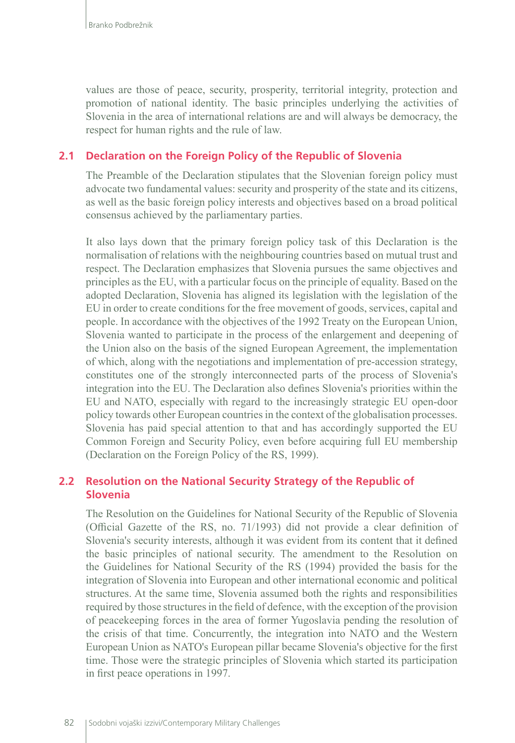values are those of peace, security, prosperity, territorial integrity, protection and promotion of national identity. The basic principles underlying the activities of Slovenia in the area of international relations are and will always be democracy, the respect for human rights and the rule of law.

## 2.1 Declaration on the Foreign Policy of the Republic of Slovenia

The Preamble of the Declaration stipulates that the Slovenian foreign policy must advocate two fundamental values: security and prosperity of the state and its citizens, as well as the basic foreign policy interests and objectives based on a broad political consensus achieved by the parliamentary parties.

It also lays down that the primary foreign policy task of this Declaration is the normalisation of relations with the neighbouring countries based on mutual trust and respect. The Declaration emphasizes that Slovenia pursues the same objectives and principles as the EU, with a particular focus on the principle of equality. Based on the adopted Declaration, Slovenia has aligned its legislation with the legislation of the EU in order to create conditions for the free movement of goods, services, capital and people. In accordance with the objectives of the 1992 Treaty on the European Union, Slovenia wanted to participate in the process of the enlargement and deepening of the Union also on the basis of the signed European Agreement, the implementation of which, along with the negotiations and implementation of pre-accession strategy, constitutes one of the strongly interconnected parts of the process of Slovenia's integration into the EU. The Declaration also defines Slovenia's priorities within the EU and NATO, especially with regard to the increasingly strategic EU open-door policy towards other European countries in the context of the globalisation processes. Slovenia has paid special attention to that and has accordingly supported the EU Common Foreign and Security Policy, even before acquiring full EU membership (Declaration on the Foreign Policy of the RS, 1999).

## 2.2 Resolution on the National Security Strategy of the Republic of Slovenia

The Resolution on the Guidelines for National Security of the Republic of Slovenia (Official Gazette of the RS, no. 71/1993) did not provide a clear definition of Slovenia's security interests, although it was evident from its content that it defined the basic principles of national security. The amendment to the Resolution on the Guidelines for National Security of the RS (1994) provided the basis for the integration of Slovenia into European and other international economic and political structures. At the same time, Slovenia assumed both the rights and responsibilities required by those structures in the field of defence, with the exception of the provision of peacekeeping forces in the area of former Yugoslavia pending the resolution of the crisis of that time. Concurrently, the integration into NATO and the Western European Union as NATO's European pillar became Slovenia's objective for the first time. Those were the strategic principles of Slovenia which started its participation in first peace operations in 1997.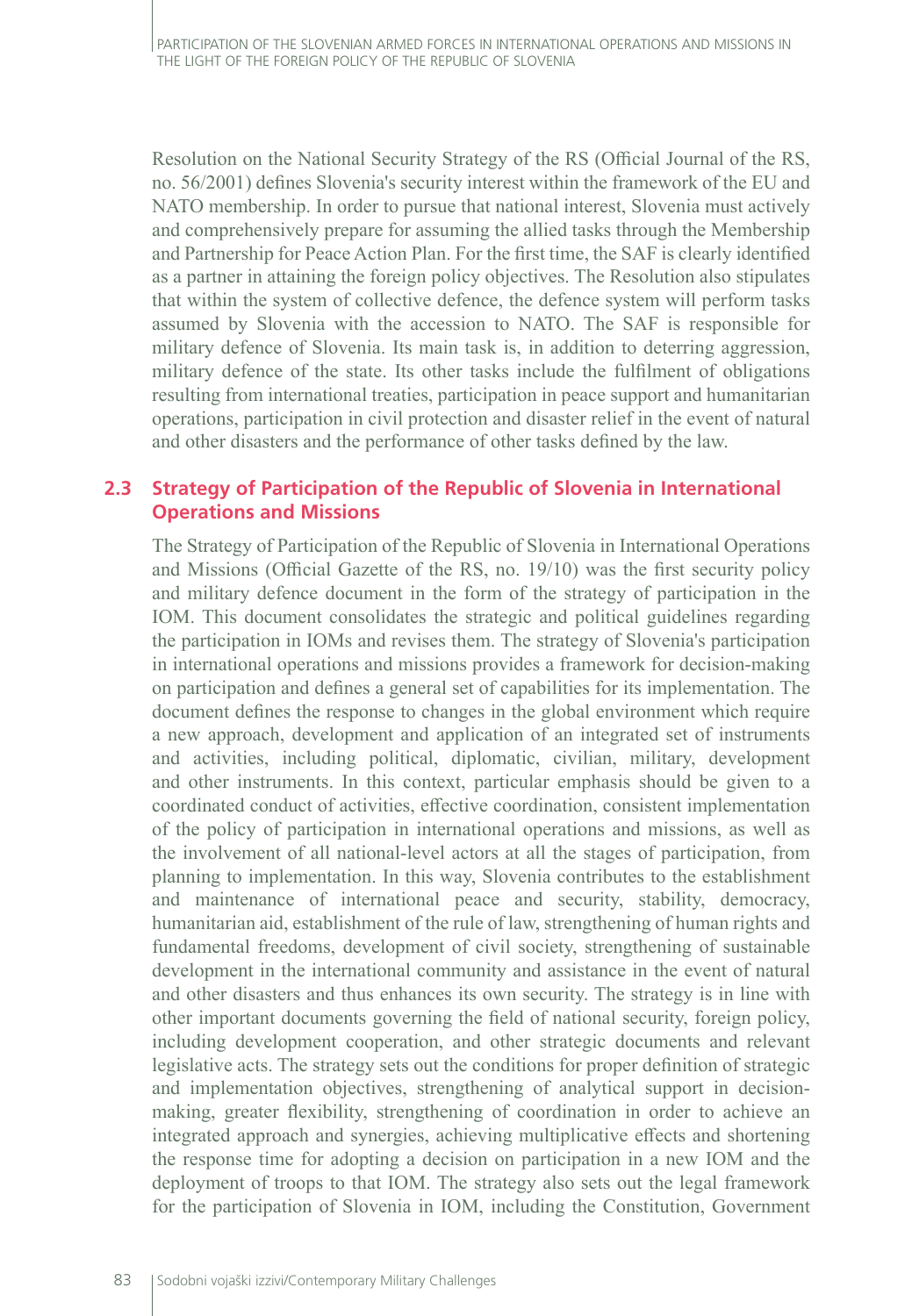Resolution on the National Security Strategy of the RS (Official Journal of the RS, no. 56/2001) defines Slovenia's security interest within the framework of the EU and NATO membership. In order to pursue that national interest, Slovenia must actively and comprehensively prepare for assuming the allied tasks through the Membership and Partnership for Peace Action Plan. For the first time, the SAF is clearly identified as a partner in attaining the foreign policy objectives. The Resolution also stipulates that within the system of collective defence, the defence system will perform tasks assumed by Slovenia with the accession to NATO. The SAF is responsible for military defence of Slovenia. Its main task is, in addition to deterring aggression, military defence of the state. Its other tasks include the fulfilment of obligations resulting from international treaties, participation in peace support and humanitarian operations, participation in civil protection and disaster relief in the event of natural and other disasters and the performance of other tasks defined by the law.

## 2.3 Strategy of Participation of the Republic of Slovenia in International Operations and Missions

The Strategy of Participation of the Republic of Slovenia in International Operations and Missions (Official Gazette of the RS, no. 19/10) was the first security policy and military defence document in the form of the strategy of participation in the IOM. This document consolidates the strategic and political guidelines regarding the participation in IOMs and revises them. The strategy of Slovenia's participation in international operations and missions provides a framework for decision-making on participation and defines a general set of capabilities for its implementation. The document defines the response to changes in the global environment which require a new approach, development and application of an integrated set of instruments and activities, including political, diplomatic, civilian, military, development and other instruments. In this context, particular emphasis should be given to a coordinated conduct of activities, effective coordination, consistent implementation of the policy of participation in international operations and missions, as well as the involvement of all national-level actors at all the stages of participation, from planning to implementation. In this way, Slovenia contributes to the establishment and maintenance of international peace and security, stability, democracy, humanitarian aid, establishment of the rule of law, strengthening of human rights and fundamental freedoms, development of civil society, strengthening of sustainable development in the international community and assistance in the event of natural and other disasters and thus enhances its own security. The strategy is in line with other important documents governing the field of national security, foreign policy, including development cooperation, and other strategic documents and relevant legislative acts. The strategy sets out the conditions for proper definition of strategic and implementation objectives, strengthening of analytical support in decision-making, greater flexibility, strengthening of coordination in order to achieve an integrated approach and synergies, achieving multiplicative effects and shortening the response time for adopting a decision on participation in a new IOM and the deployment of troops to that IOM. The strategy also sets out the legal framework for the participation of Slovenia in IOM, including the Constitution, Government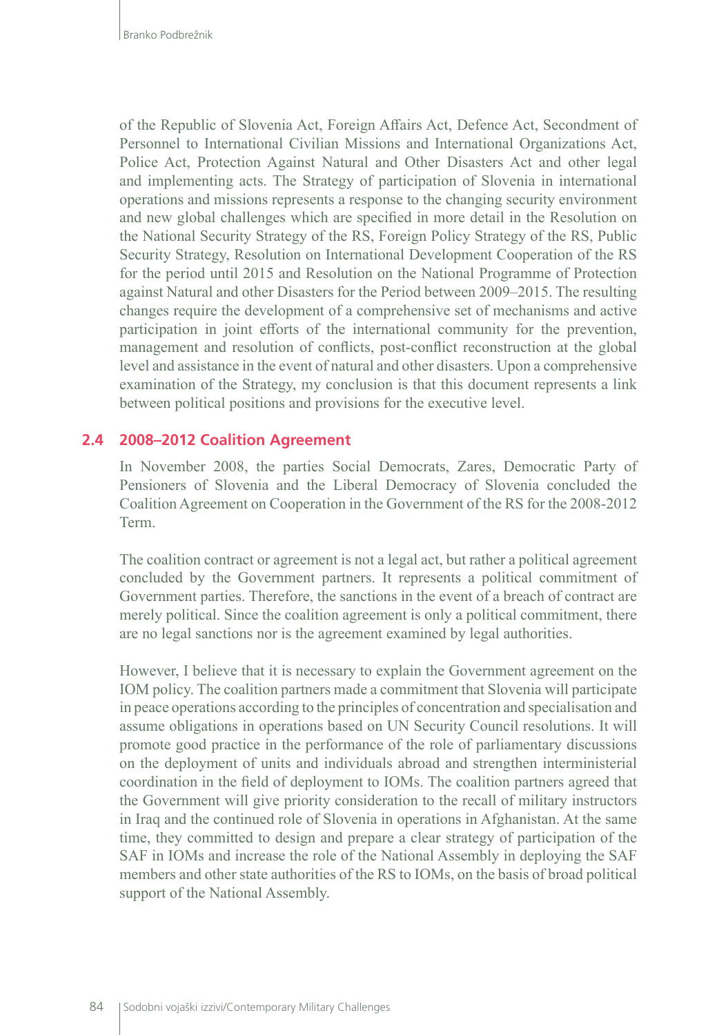of the Republic of Slovenia Act, Foreign Affairs Act, Defence Act, Secondment of Personnel to International Civilian Missions and International Organizations Act, Police Act, Protection Against Natural and Other Disasters Act and other legal and implementing acts. The Strategy of participation of Slovenia in international operations and missions represents a response to the changing security environment and new global challenges which are specified in more detail in the Resolution on the National Security Strategy of the RS, Foreign Policy Strategy of the RS, Public Security Strategy, Resolution on International Development Cooperation of the RS for the period until 2015 and Resolution on the National Programme of Protection against Natural and other Disasters for the Period between 2009–2015. The resulting changes require the development of a comprehensive set of mechanisms and active participation in joint efforts of the international community for the prevention, management and resolution of conflicts, post-conflict reconstruction at the global level and assistance in the event of natural and other disasters. Upon a comprehensive examination of the Strategy, my conclusion is that this document represents a link between political positions and provisions for the executive level.

## 2.4 2008–2012 Coalition Agreement

In November 2008, the parties Social Democrats, Zares, Democratic Party of Pensioners of Slovenia and the Liberal Democracy of Slovenia concluded the Coalition Agreement on Cooperation in the Government of the RS for the 2008-2012 Term.

The coalition contract or agreement is not a legal act, but rather a political agreement concluded by the Government partners. It represents a political commitment of Government parties. Therefore, the sanctions in the event of a breach of contract are merely political. Since the coalition agreement is only a political commitment, there are no legal sanctions nor is the agreement examined by legal authorities.

However, I believe that it is necessary to explain the Government agreement on the IOM policy. The coalition partners made a commitment that Slovenia will participate in peace operations according to the principles of concentration and specialisation and assume obligations in operations based on UN Security Council resolutions. It will promote good practice in the performance of the role of parliamentary discussions on the deployment of units and individuals abroad and strengthen interministerial coordination in the field of deployment to IOMs. The coalition partners agreed that the Government will give priority consideration to the recall of military instructors in Iraq and the continued role of Slovenia in operations in Afghanistan. At the same time, they committed to design and prepare a clear strategy of participation of the SAF in IOMs and increase the role of the National Assembly in deploying the SAF members and other state authorities of the RS to IOMs, on the basis of broad political support of the National Assembly.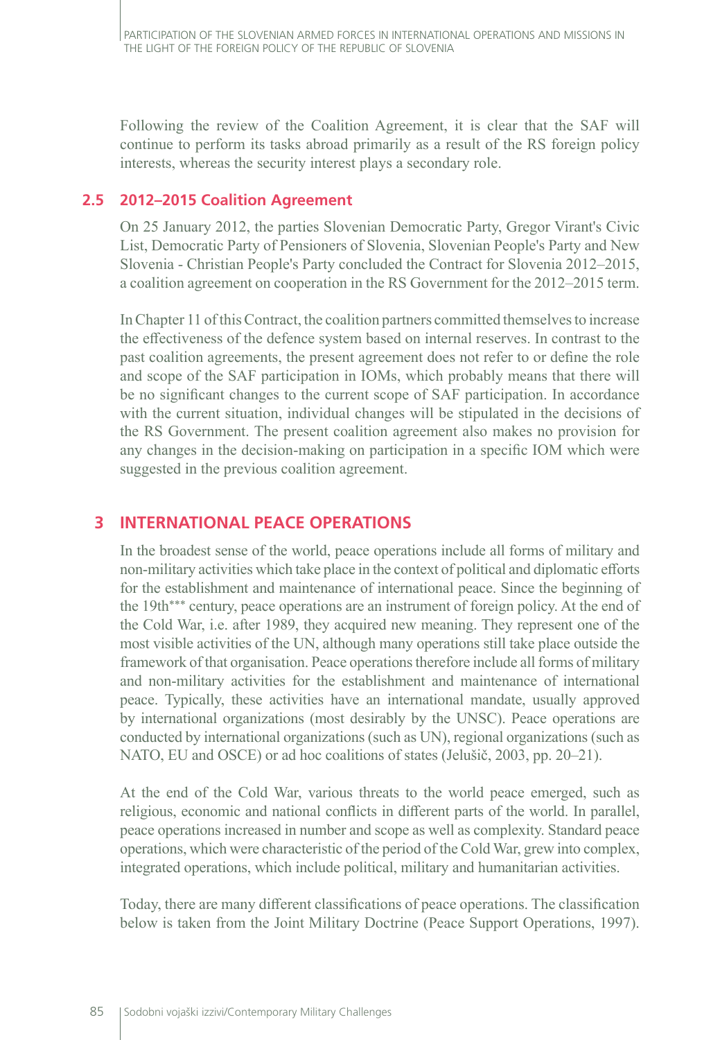Following the review of the Coalition Agreement, it is clear that the SAF will continue to perform its tasks abroad primarily as a result of the RS foreign policy interests, whereas the security interest plays a secondary role.

### 2.5 2012–2015 Coalition Agreement

On 25 January 2012, the parties Slovenian Democratic Party, Gregor Virant's Civic List, Democratic Party of Pensioners of Slovenia, Slovenian People's Party and New Slovenia - Christian People's Party concluded the Contract for Slovenia 2012–2015, a coalition agreement on cooperation in the RS Government for the 2012–2015 term.

In Chapter 11 of this Contract, the coalition partners committed themselves to increase the effectiveness of the defence system based on internal reserves. In contrast to the past coalition agreements, the present agreement does not refer to or define the role and scope of the SAF participation in IOMs, which probably means that there will be no significant changes to the current scope of SAF participation. In accordance with the current situation, individual changes will be stipulated in the decisions of the RS Government. The present coalition agreement also makes no provision for any changes in the decision-making on participation in a specific IOM which were suggested in the previous coalition agreement.

## 3 INTERNATIONAL PEACE OPERATIONS

In the broadest sense of the world, peace operations include all forms of military and non-military activities which take place in the context of political and diplomatic efforts for the establishment and maintenance of international peace. Since the beginning of the 19th*** century, peace operations are an instrument of foreign policy. At the end of the Cold War, i.e. after 1989, they acquired new meaning. They represent one of the most visible activities of the UN, although many operations still take place outside the framework of that organisation. Peace operations therefore include all forms of military and non-military activities for the establishment and maintenance of international peace. Typically, these activities have an international mandate, usually approved by international organizations (most desirably by the UNSC). Peace operations are conducted by international organizations (such as UN), regional organizations (such as NATO, EU and OSCE) or ad hoc coalitions of states (Jelušič, 2003, pp. 20–21).

At the end of the Cold War, various threats to the world peace emerged, such as religious, economic and national conflicts in different parts of the world. In parallel, peace operations increased in number and scope as well as complexity. Standard peace operations, which were characteristic of the period of the Cold War, grew into complex, integrated operations, which include political, military and humanitarian activities.

Today, there are many different classifications of peace operations. The classification below is taken from the Joint Military Doctrine (Peace Support Operations, 1997).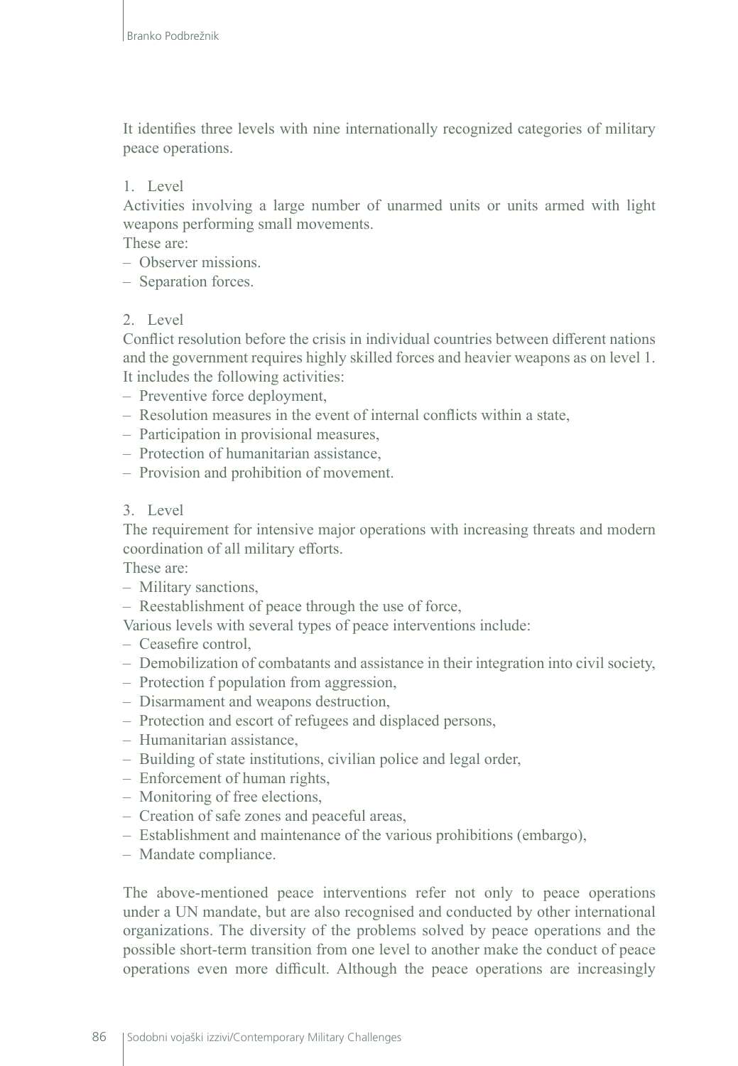It identifies three levels with nine internationally recognized categories of military peace operations.

1. Level

Activities involving a large number of unarmed units or units armed with light weapons performing small movements.

These are:

- Observer missions.
- Separation forces.

2. Level

Conflict resolution before the crisis in individual countries between different nations and the government requires highly skilled forces and heavier weapons as on level 1. It includes the following activities:

- Preventive force deployment,
- Resolution measures in the event of internal conflicts within a state,
- Participation in provisional measures,
- Protection of humanitarian assistance,
- Provision and prohibition of movement.

3. Level

The requirement for intensive major operations with increasing threats and modern coordination of all military efforts.

These are:

- Military sanctions,
- Reestablishment of peace through the use of force,

Various levels with several types of peace interventions include:

- Ceasefire control,
- Demobilization of combatants and assistance in their integration into civil society,
- Protection f population from aggression,
- Disarmament and weapons destruction,
- Protection and escort of refugees and displaced persons,
- Humanitarian assistance,
- Building of state institutions, civilian police and legal order,
- Enforcement of human rights,
- Monitoring of free elections,
- Creation of safe zones and peaceful areas,
- Establishment and maintenance of the various prohibitions (embargo),
- Mandate compliance.

The above-mentioned peace interventions refer not only to peace operations under a UN mandate, but are also recognised and conducted by other international organizations. The diversity of the problems solved by peace operations and the possible short-term transition from one level to another make the conduct of peace operations even more difficult. Although the peace operations are increasingly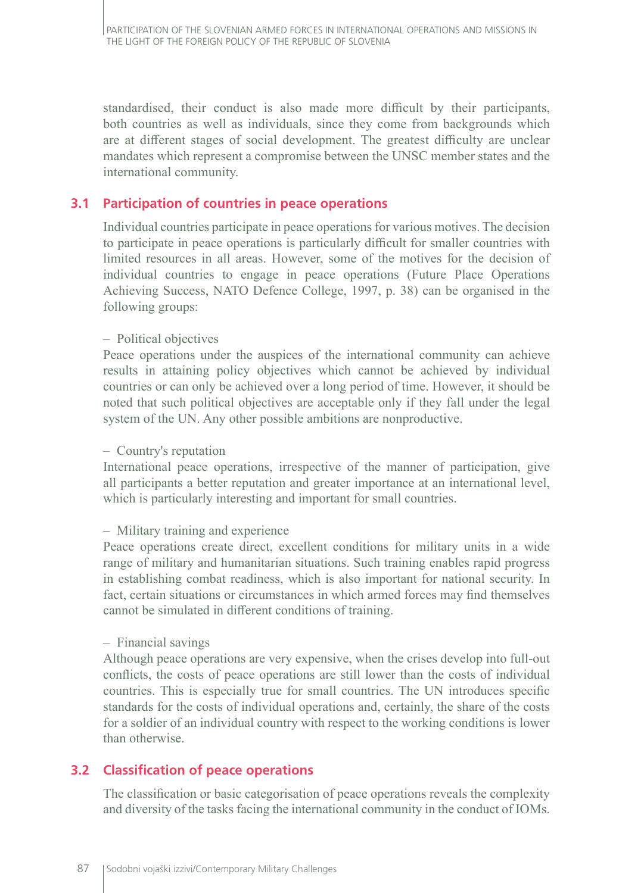standardised, their conduct is also made more difficult by their participants, both countries as well as individuals, since they come from backgrounds which are at different stages of social development. The greatest difficulty are unclear mandates which represent a compromise between the UNSC member states and the international community.

## 3.1 Participation of countries in peace operations

Individual countries participate in peace operations for various motives. The decision to participate in peace operations is particularly difficult for smaller countries with limited resources in all areas. However, some of the motives for the decision of individual countries to engage in peace operations (Future Place Operations Achieving Success, NATO Defence College, 1997, p. 38) can be organised in the following groups:

– Political objectives
Peace operations under the auspices of the international community can achieve results in attaining policy objectives which cannot be achieved by individual countries or can only be achieved over a long period of time. However, it should be noted that such political objectives are acceptable only if they fall under the legal system of the UN. Any other possible ambitions are nonproductive.

– Country's reputation
International peace operations, irrespective of the manner of participation, give all participants a better reputation and greater importance at an international level, which is particularly interesting and important for small countries.

– Military training and experience
Peace operations create direct, excellent conditions for military units in a wide range of military and humanitarian situations. Such training enables rapid progress in establishing combat readiness, which is also important for national security. In fact, certain situations or circumstances in which armed forces may find themselves cannot be simulated in different conditions of training.

– Financial savings
Although peace operations are very expensive, when the crises develop into full-out conflicts, the costs of peace operations are still lower than the costs of individual countries. This is especially true for small countries. The UN introduces specific standards for the costs of individual operations and, certainly, the share of the costs for a soldier of an individual country with respect to the working conditions is lower than otherwise.

## 3.2 Classification of peace operations

The classification or basic categorisation of peace operations reveals the complexity and diversity of the tasks facing the international community in the conduct of IOMs.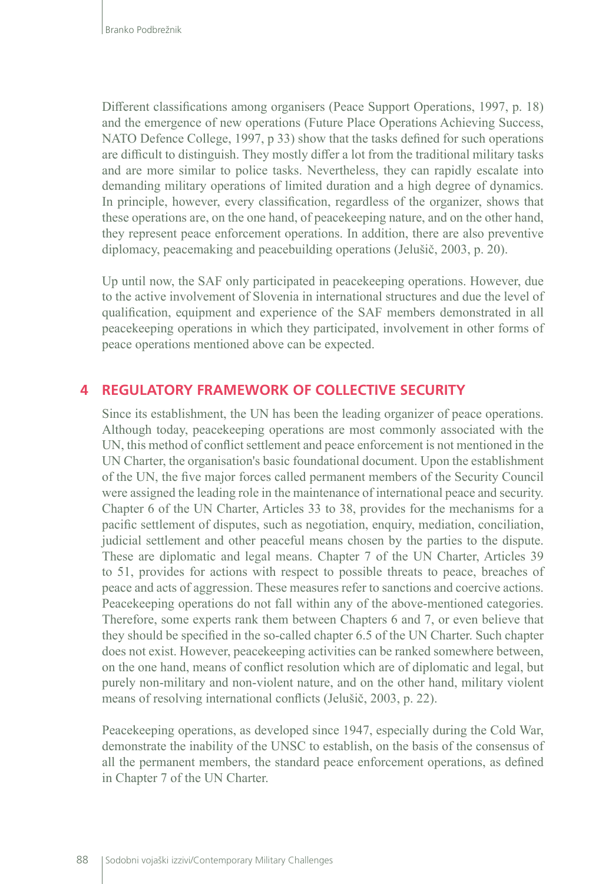Different classifications among organisers (Peace Support Operations, 1997, p. 18) and the emergence of new operations (Future Place Operations Achieving Success, NATO Defence College, 1997, p 33) show that the tasks defined for such operations are difficult to distinguish. They mostly differ a lot from the traditional military tasks and are more similar to police tasks. Nevertheless, they can rapidly escalate into demanding military operations of limited duration and a high degree of dynamics. In principle, however, every classification, regardless of the organizer, shows that these operations are, on the one hand, of peacekeeping nature, and on the other hand, they represent peace enforcement operations. In addition, there are also preventive diplomacy, peacemaking and peacebuilding operations (Jelušič, 2003, p. 20).

Up until now, the SAF only participated in peacekeeping operations. However, due to the active involvement of Slovenia in international structures and due the level of qualification, equipment and experience of the SAF members demonstrated in all peacekeeping operations in which they participated, involvement in other forms of peace operations mentioned above can be expected.

## 4 REGULATORY FRAMEWORK OF COLLECTIVE SECURITY

Since its establishment, the UN has been the leading organizer of peace operations. Although today, peacekeeping operations are most commonly associated with the UN, this method of conflict settlement and peace enforcement is not mentioned in the UN Charter, the organisation's basic foundational document. Upon the establishment of the UN, the five major forces called permanent members of the Security Council were assigned the leading role in the maintenance of international peace and security. Chapter 6 of the UN Charter, Articles 33 to 38, provides for the mechanisms for a pacific settlement of disputes, such as negotiation, enquiry, mediation, conciliation, judicial settlement and other peaceful means chosen by the parties to the dispute. These are diplomatic and legal means. Chapter 7 of the UN Charter, Articles 39 to 51, provides for actions with respect to possible threats to peace, breaches of peace and acts of aggression. These measures refer to sanctions and coercive actions. Peacekeeping operations do not fall within any of the above-mentioned categories. Therefore, some experts rank them between Chapters 6 and 7, or even believe that they should be specified in the so-called chapter 6.5 of the UN Charter. Such chapter does not exist. However, peacekeeping activities can be ranked somewhere between, on the one hand, means of conflict resolution which are of diplomatic and legal, but purely non-military and non-violent nature, and on the other hand, military violent means of resolving international conflicts (Jelušič, 2003, p. 22).

Peacekeeping operations, as developed since 1947, especially during the Cold War, demonstrate the inability of the UNSC to establish, on the basis of the consensus of all the permanent members, the standard peace enforcement operations, as defined in Chapter 7 of the UN Charter.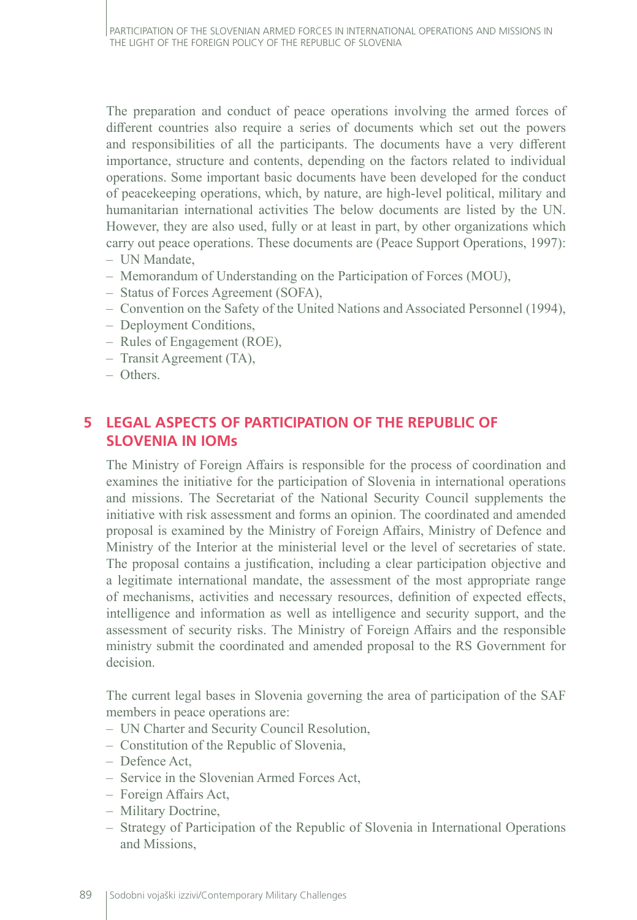The preparation and conduct of peace operations involving the armed forces of different countries also require a series of documents which set out the powers and responsibilities of all the participants. The documents have a very different importance, structure and contents, depending on the factors related to individual operations. Some important basic documents have been developed for the conduct of peacekeeping operations, which, by nature, are high-level political, military and humanitarian international activities The below documents are listed by the UN. However, they are also used, fully or at least in part, by other organizations which carry out peace operations. These documents are (Peace Support Operations, 1997):

- UN Mandate,
- Memorandum of Understanding on the Participation of Forces (MOU),
- Status of Forces Agreement (SOFA),
- Convention on the Safety of the United Nations and Associated Personnel (1994),
- Deployment Conditions,
- Rules of Engagement (ROE),
- Transit Agreement (TA),
- Others.

## 5 LEGAL ASPECTS OF PARTICIPATION OF THE REPUBLIC OF SLOVENIA IN IOMs

The Ministry of Foreign Affairs is responsible for the process of coordination and examines the initiative for the participation of Slovenia in international operations and missions. The Secretariat of the National Security Council supplements the initiative with risk assessment and forms an opinion. The coordinated and amended proposal is examined by the Ministry of Foreign Affairs, Ministry of Defence and Ministry of the Interior at the ministerial level or the level of secretaries of state. The proposal contains a justification, including a clear participation objective and a legitimate international mandate, the assessment of the most appropriate range of mechanisms, activities and necessary resources, definition of expected effects, intelligence and information as well as intelligence and security support, and the assessment of security risks. The Ministry of Foreign Affairs and the responsible ministry submit the coordinated and amended proposal to the RS Government for decision.

The current legal bases in Slovenia governing the area of participation of the SAF members in peace operations are:

- UN Charter and Security Council Resolution,
- Constitution of the Republic of Slovenia,
- Defence Act,
- Service in the Slovenian Armed Forces Act,
- Foreign Affairs Act,
- Military Doctrine,
- Strategy of Participation of the Republic of Slovenia in International Operations and Missions,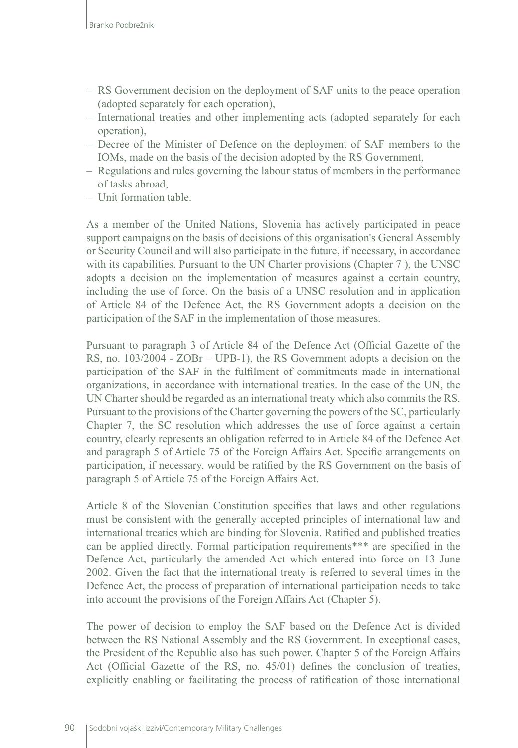- RS Government decision on the deployment of SAF units to the peace operation (adopted separately for each operation),
- International treaties and other implementing acts (adopted separately for each operation),
- Decree of the Minister of Defence on the deployment of SAF members to the IOMs, made on the basis of the decision adopted by the RS Government,
- Regulations and rules governing the labour status of members in the performance of tasks abroad,
- Unit formation table.

As a member of the United Nations, Slovenia has actively participated in peace support campaigns on the basis of decisions of this organisation's General Assembly or Security Council and will also participate in the future, if necessary, in accordance with its capabilities. Pursuant to the UN Charter provisions (Chapter 7 ), the UNSC adopts a decision on the implementation of measures against a certain country, including the use of force. On the basis of a UNSC resolution and in application of Article 84 of the Defence Act, the RS Government adopts a decision on the participation of the SAF in the implementation of those measures.

Pursuant to paragraph 3 of Article 84 of the Defence Act (Official Gazette of the RS, no. 103/2004 - ZOBr – UPB-1), the RS Government adopts a decision on the participation of the SAF in the fulfilment of commitments made in international organizations, in accordance with international treaties. In the case of the UN, the UN Charter should be regarded as an international treaty which also commits the RS. Pursuant to the provisions of the Charter governing the powers of the SC, particularly Chapter 7, the SC resolution which addresses the use of force against a certain country, clearly represents an obligation referred to in Article 84 of the Defence Act and paragraph 5 of Article 75 of the Foreign Affairs Act. Specific arrangements on participation, if necessary, would be ratified by the RS Government on the basis of paragraph 5 of Article 75 of the Foreign Affairs Act.

Article 8 of the Slovenian Constitution specifies that laws and other regulations must be consistent with the generally accepted principles of international law and international treaties which are binding for Slovenia. Ratified and published treaties can be applied directly. Formal participation requirements*** are specified in the Defence Act, particularly the amended Act which entered into force on 13 June 2002. Given the fact that the international treaty is referred to several times in the Defence Act, the process of preparation of international participation needs to take into account the provisions of the Foreign Affairs Act (Chapter 5).

The power of decision to employ the SAF based on the Defence Act is divided between the RS National Assembly and the RS Government. In exceptional cases, the President of the Republic also has such power. Chapter 5 of the Foreign Affairs Act (Official Gazette of the RS, no. 45/01) defines the conclusion of treaties, explicitly enabling or facilitating the process of ratification of those international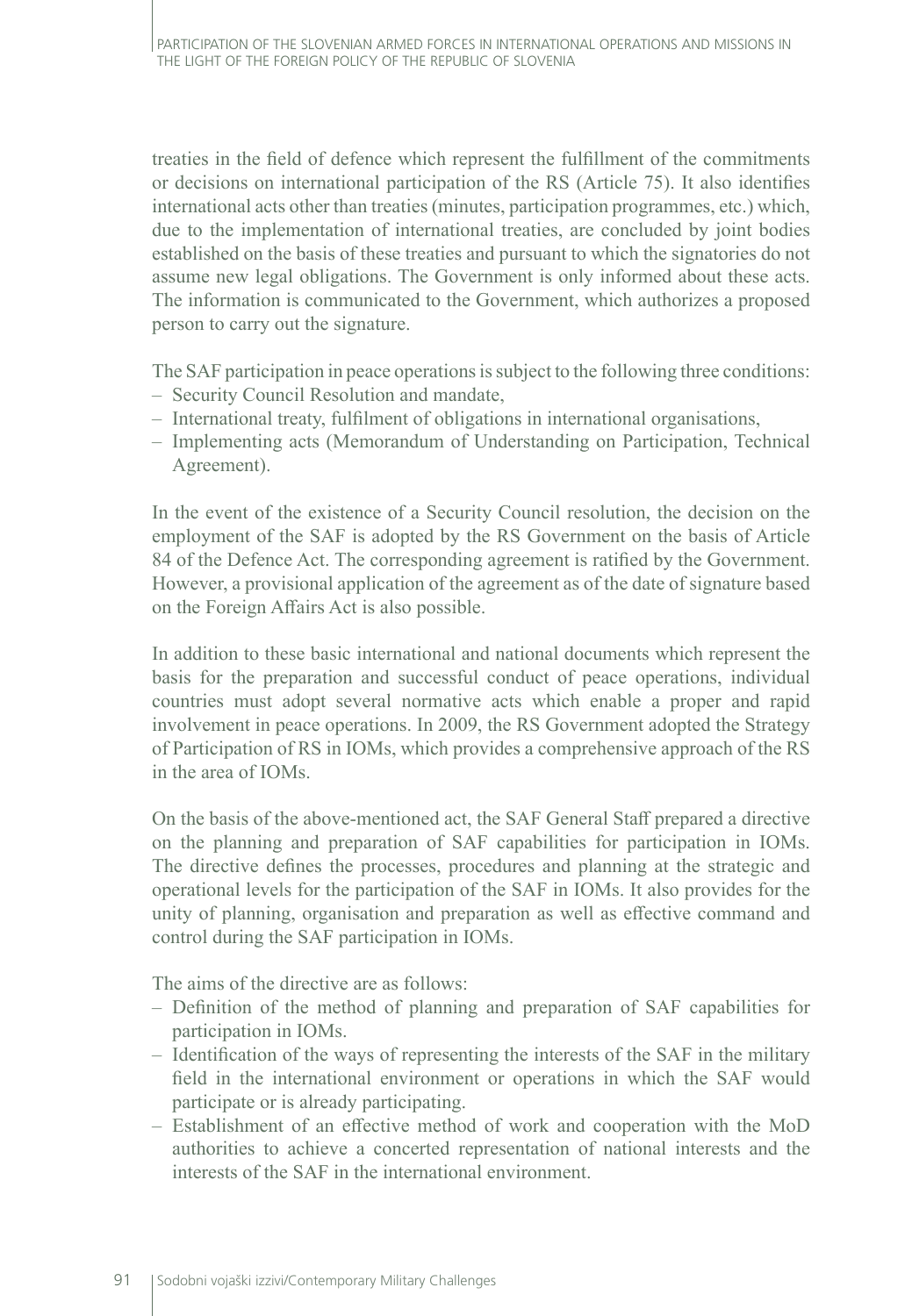treaties in the field of defence which represent the fulfillment of the commitments or decisions on international participation of the RS (Article 75). It also identifies international acts other than treaties (minutes, participation programmes, etc.) which, due to the implementation of international treaties, are concluded by joint bodies established on the basis of these treaties and pursuant to which the signatories do not assume new legal obligations. The Government is only informed about these acts. The information is communicated to the Government, which authorizes a proposed person to carry out the signature.

The SAF participation in peace operations is subject to the following three conditions:

- Security Council Resolution and mandate,
- International treaty, fulfilment of obligations in international organisations,
- Implementing acts (Memorandum of Understanding on Participation, Technical Agreement).

In the event of the existence of a Security Council resolution, the decision on the employment of the SAF is adopted by the RS Government on the basis of Article 84 of the Defence Act. The corresponding agreement is ratified by the Government. However, a provisional application of the agreement as of the date of signature based on the Foreign Affairs Act is also possible.

In addition to these basic international and national documents which represent the basis for the preparation and successful conduct of peace operations, individual countries must adopt several normative acts which enable a proper and rapid involvement in peace operations. In 2009, the RS Government adopted the Strategy of Participation of RS in IOMs, which provides a comprehensive approach of the RS in the area of IOMs.

On the basis of the above-mentioned act, the SAF General Staff prepared a directive on the planning and preparation of SAF capabilities for participation in IOMs. The directive defines the processes, procedures and planning at the strategic and operational levels for the participation of the SAF in IOMs. It also provides for the unity of planning, organisation and preparation as well as effective command and control during the SAF participation in IOMs.

The aims of the directive are as follows:

- Definition of the method of planning and preparation of SAF capabilities for participation in IOMs.
- Identification of the ways of representing the interests of the SAF in the military field in the international environment or operations in which the SAF would participate or is already participating.
- Establishment of an effective method of work and cooperation with the MoD authorities to achieve a concerted representation of national interests and the interests of the SAF in the international environment.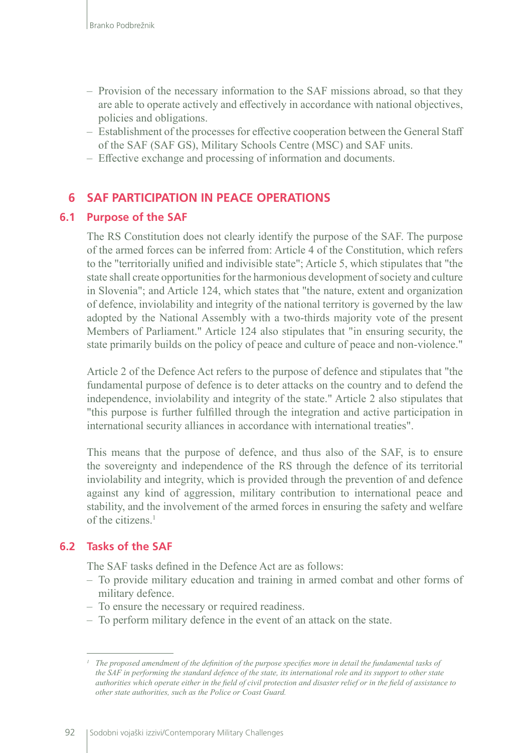- Provision of the necessary information to the SAF missions abroad, so that they are able to operate actively and effectively in accordance with national objectives, policies and obligations.
- Establishment of the processes for effective cooperation between the General Staff of the SAF (SAF GS), Military Schools Centre (MSC) and SAF units.
- Effective exchange and processing of information and documents.

## 6 SAF PARTICIPATION IN PEACE OPERATIONS

### 6.1 Purpose of the SAF

The RS Constitution does not clearly identify the purpose of the SAF. The purpose of the armed forces can be inferred from: Article 4 of the Constitution, which refers to the "territorially unified and indivisible state"; Article 5, which stipulates that "the state shall create opportunities for the harmonious development of society and culture in Slovenia"; and Article 124, which states that "the nature, extent and organization of defence, inviolability and integrity of the national territory is governed by the law adopted by the National Assembly with a two-thirds majority vote of the present Members of Parliament." Article 124 also stipulates that "in ensuring security, the state primarily builds on the policy of peace and culture of peace and non-violence."

Article 2 of the Defence Act refers to the purpose of defence and stipulates that "the fundamental purpose of defence is to deter attacks on the country and to defend the independence, inviolability and integrity of the state." Article 2 also stipulates that "this purpose is further fulfilled through the integration and active participation in international security alliances in accordance with international treaties".

This means that the purpose of defence, and thus also of the SAF, is to ensure the sovereignty and independence of the RS through the defence of its territorial inviolability and integrity, which is provided through the prevention of and defence against any kind of aggression, military contribution to international peace and stability, and the involvement of the armed forces in ensuring the safety and welfare of the citizens.[1]

### 6.2 Tasks of the SAF

The SAF tasks defined in the Defence Act are as follows:

- To provide military education and training in armed combat and other forms of military defence.
- To ensure the necessary or required readiness.
- To perform military defence in the event of an attack on the state.

---

[1] *The proposed amendment of the definition of the purpose specifies more in detail the fundamental tasks of the SAF in performing the standard defence of the state, its international role and its support to other state authorities which operate either in the field of civil protection and disaster relief or in the field of assistance to other state authorities, such as the Police or Coast Guard.*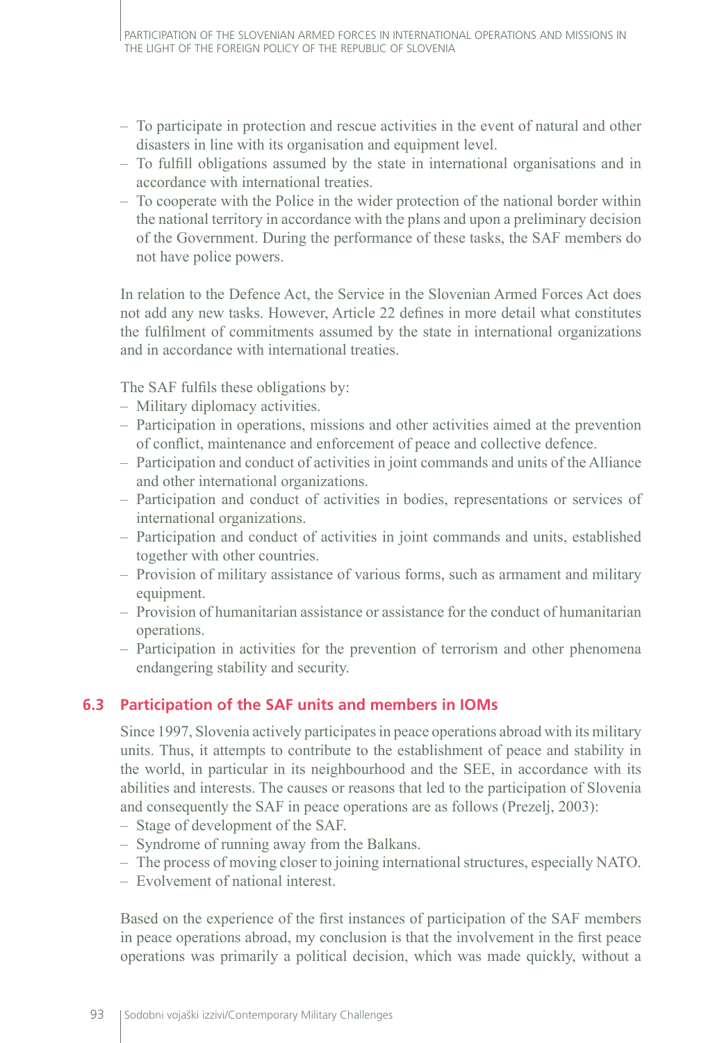- To participate in protection and rescue activities in the event of natural and other disasters in line with its organisation and equipment level.
- To fulfill obligations assumed by the state in international organisations and in accordance with international treaties.
- To cooperate with the Police in the wider protection of the national border within the national territory in accordance with the plans and upon a preliminary decision of the Government. During the performance of these tasks, the SAF members do not have police powers.

In relation to the Defence Act, the Service in the Slovenian Armed Forces Act does not add any new tasks. However, Article 22 defines in more detail what constitutes the fulfilment of commitments assumed by the state in international organizations and in accordance with international treaties.

The SAF fulfils these obligations by:

- Military diplomacy activities.
- Participation in operations, missions and other activities aimed at the prevention of conflict, maintenance and enforcement of peace and collective defence.
- Participation and conduct of activities in joint commands and units of the Alliance and other international organizations.
- Participation and conduct of activities in bodies, representations or services of international organizations.
- Participation and conduct of activities in joint commands and units, established together with other countries.
- Provision of military assistance of various forms, such as armament and military equipment.
- Provision of humanitarian assistance or assistance for the conduct of humanitarian operations.
- Participation in activities for the prevention of terrorism and other phenomena endangering stability and security.

## 6.3 Participation of the SAF units and members in IOMs

Since 1997, Slovenia actively participates in peace operations abroad with its military units. Thus, it attempts to contribute to the establishment of peace and stability in the world, in particular in its neighbourhood and the SEE, in accordance with its abilities and interests. The causes or reasons that led to the participation of Slovenia and consequently the SAF in peace operations are as follows (Prezelj, 2003):

- Stage of development of the SAF.
- Syndrome of running away from the Balkans.
- The process of moving closer to joining international structures, especially NATO.
- Evolvement of national interest.

Based on the experience of the first instances of participation of the SAF members in peace operations abroad, my conclusion is that the involvement in the first peace operations was primarily a political decision, which was made quickly, without a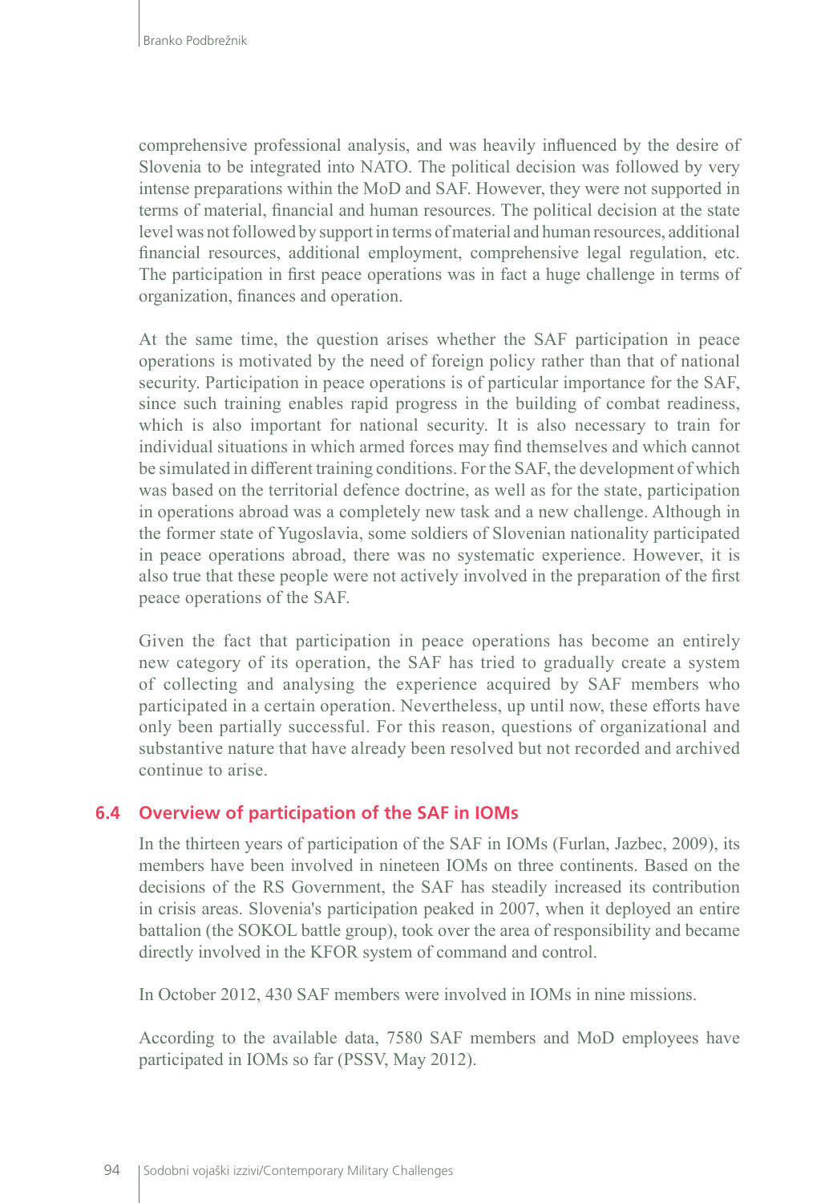comprehensive professional analysis, and was heavily influenced by the desire of Slovenia to be integrated into NATO. The political decision was followed by very intense preparations within the MoD and SAF. However, they were not supported in terms of material, financial and human resources. The political decision at the state level was not followed by support in terms of material and human resources, additional financial resources, additional employment, comprehensive legal regulation, etc. The participation in first peace operations was in fact a huge challenge in terms of organization, finances and operation.

At the same time, the question arises whether the SAF participation in peace operations is motivated by the need of foreign policy rather than that of national security. Participation in peace operations is of particular importance for the SAF, since such training enables rapid progress in the building of combat readiness, which is also important for national security. It is also necessary to train for individual situations in which armed forces may find themselves and which cannot be simulated in different training conditions. For the SAF, the development of which was based on the territorial defence doctrine, as well as for the state, participation in operations abroad was a completely new task and a new challenge. Although in the former state of Yugoslavia, some soldiers of Slovenian nationality participated in peace operations abroad, there was no systematic experience. However, it is also true that these people were not actively involved in the preparation of the first peace operations of the SAF.

Given the fact that participation in peace operations has become an entirely new category of its operation, the SAF has tried to gradually create a system of collecting and analysing the experience acquired by SAF members who participated in a certain operation. Nevertheless, up until now, these efforts have only been partially successful. For this reason, questions of organizational and substantive nature that have already been resolved but not recorded and archived continue to arise.

## 6.4 Overview of participation of the SAF in IOMs

In the thirteen years of participation of the SAF in IOMs (Furlan, Jazbec, 2009), its members have been involved in nineteen IOMs on three continents. Based on the decisions of the RS Government, the SAF has steadily increased its contribution in crisis areas. Slovenia's participation peaked in 2007, when it deployed an entire battalion (the SOKOL battle group), took over the area of responsibility and became directly involved in the KFOR system of command and control.

In October 2012, 430 SAF members were involved in IOMs in nine missions.

According to the available data, 7580 SAF members and MoD employees have participated in IOMs so far (PSSV, May 2012).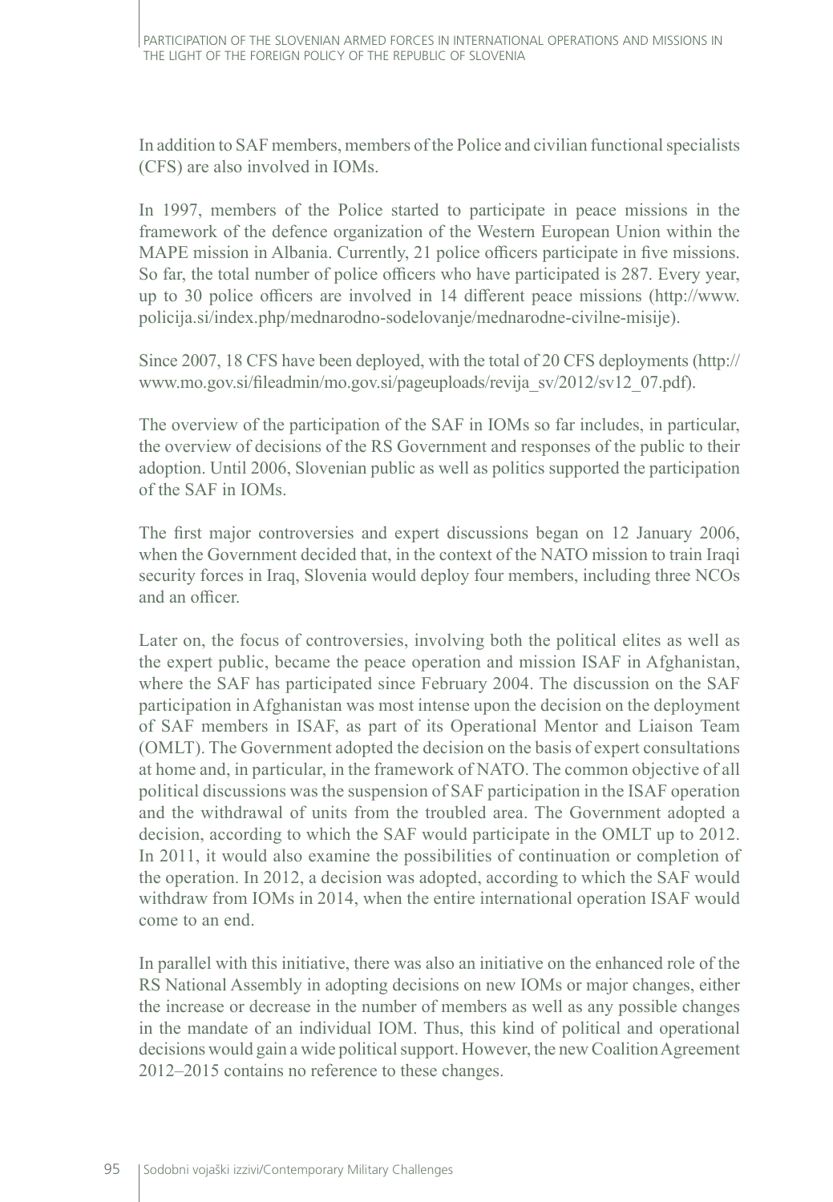In addition to SAF members, members of the Police and civilian functional specialists (CFS) are also involved in IOMs.

In 1997, members of the Police started to participate in peace missions in the framework of the defence organization of the Western European Union within the MAPE mission in Albania. Currently, 21 police officers participate in five missions. So far, the total number of police officers who have participated is 287. Every year, up to 30 police officers are involved in 14 different peace missions (http://www.policija.si/index.php/mednarodno-sodelovanje/mednarodne-civilne-misije).

Since 2007, 18 CFS have been deployed, with the total of 20 CFS deployments (http://www.mo.gov.si/fileadmin/mo.gov.si/pageuploads/revija_sv/2012/sv12_07.pdf).

The overview of the participation of the SAF in IOMs so far includes, in particular, the overview of decisions of the RS Government and responses of the public to their adoption. Until 2006, Slovenian public as well as politics supported the participation of the SAF in IOMs.

The first major controversies and expert discussions began on 12 January 2006, when the Government decided that, in the context of the NATO mission to train Iraqi security forces in Iraq, Slovenia would deploy four members, including three NCOs and an officer.

Later on, the focus of controversies, involving both the political elites as well as the expert public, became the peace operation and mission ISAF in Afghanistan, where the SAF has participated since February 2004. The discussion on the SAF participation in Afghanistan was most intense upon the decision on the deployment of SAF members in ISAF, as part of its Operational Mentor and Liaison Team (OMLT). The Government adopted the decision on the basis of expert consultations at home and, in particular, in the framework of NATO. The common objective of all political discussions was the suspension of SAF participation in the ISAF operation and the withdrawal of units from the troubled area. The Government adopted a decision, according to which the SAF would participate in the OMLT up to 2012. In 2011, it would also examine the possibilities of continuation or completion of the operation. In 2012, a decision was adopted, according to which the SAF would withdraw from IOMs in 2014, when the entire international operation ISAF would come to an end.

In parallel with this initiative, there was also an initiative on the enhanced role of the RS National Assembly in adopting decisions on new IOMs or major changes, either the increase or decrease in the number of members as well as any possible changes in the mandate of an individual IOM. Thus, this kind of political and operational decisions would gain a wide political support. However, the new Coalition Agreement 2012–2015 contains no reference to these changes.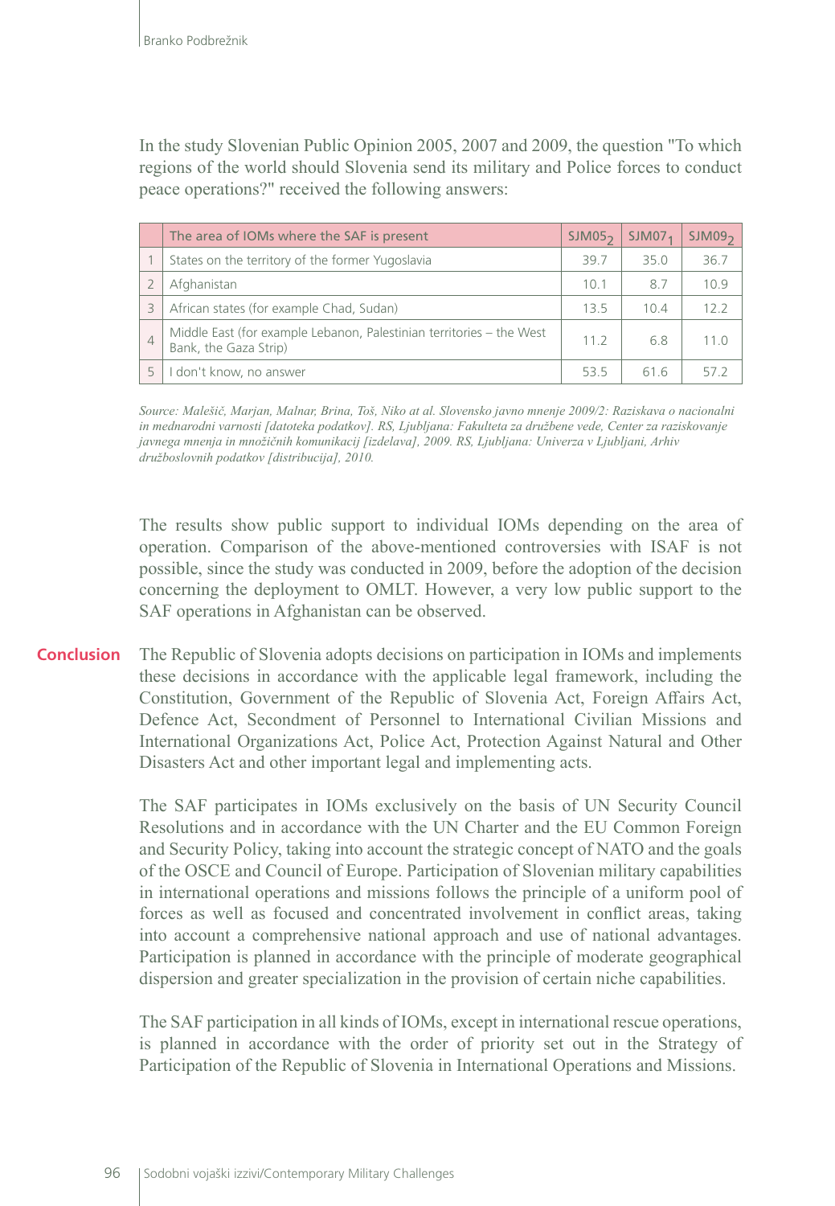In the study Slovenian Public Opinion 2005, 2007 and 2009, the question "To which regions of the world should Slovenia send its military and Police forces to conduct peace operations?" received the following answers:

| | The area of IOMs where the SAF is present | $SJM05_2$ | $SJM07_1$ | $SJM09_2$ |
|---|---|---|---|---|
| 1 | States on the territory of the former Yugoslavia | 39.7 | 35.0 | 36.7 |
| 2 | Afghanistan | 10.1 | 8.7 | 10.9 |
| 3 | African states (for example Chad, Sudan) | 13.5 | 10.4 | 12.2 |
| 4 | Middle East (for example Lebanon, Palestinian territories – the West Bank, the Gaza Strip) | 11.2 | 6.8 | 11.0 |
| 5 | I don't know, no answer | 53.5 | 61.6 | 57.2 |

*Source: Malešič, Marjan, Malnar, Brina, Toš, Niko at al. Slovensko javno mnenje 2009/2: Raziskava o nacionalni in mednarodni varnosti [datoteka podatkov]. RS, Ljubljana: Fakulteta za družbene vede, Center za raziskovanje javnega mnenja in množičnih komunikacij [izdelava], 2009. RS, Ljubljana: Univerza v Ljubljani, Arhiv družboslovnih podatkov [distribucija], 2010.*

The results show public support to individual IOMs depending on the area of operation. Comparison of the above-mentioned controversies with ISAF is not possible, since the study was conducted in 2009, before the adoption of the decision concerning the deployment to OMLT. However, a very low public support to the SAF operations in Afghanistan can be observed.

## Conclusion

The Republic of Slovenia adopts decisions on participation in IOMs and implements these decisions in accordance with the applicable legal framework, including the Constitution, Government of the Republic of Slovenia Act, Foreign Affairs Act, Defence Act, Secondment of Personnel to International Civilian Missions and International Organizations Act, Police Act, Protection Against Natural and Other Disasters Act and other important legal and implementing acts.

The SAF participates in IOMs exclusively on the basis of UN Security Council Resolutions and in accordance with the UN Charter and the EU Common Foreign and Security Policy, taking into account the strategic concept of NATO and the goals of the OSCE and Council of Europe. Participation of Slovenian military capabilities in international operations and missions follows the principle of a uniform pool of forces as well as focused and concentrated involvement in conflict areas, taking into account a comprehensive national approach and use of national advantages. Participation is planned in accordance with the principle of moderate geographical dispersion and greater specialization in the provision of certain niche capabilities.

The SAF participation in all kinds of IOMs, except in international rescue operations, is planned in accordance with the order of priority set out in the Strategy of Participation of the Republic of Slovenia in International Operations and Missions.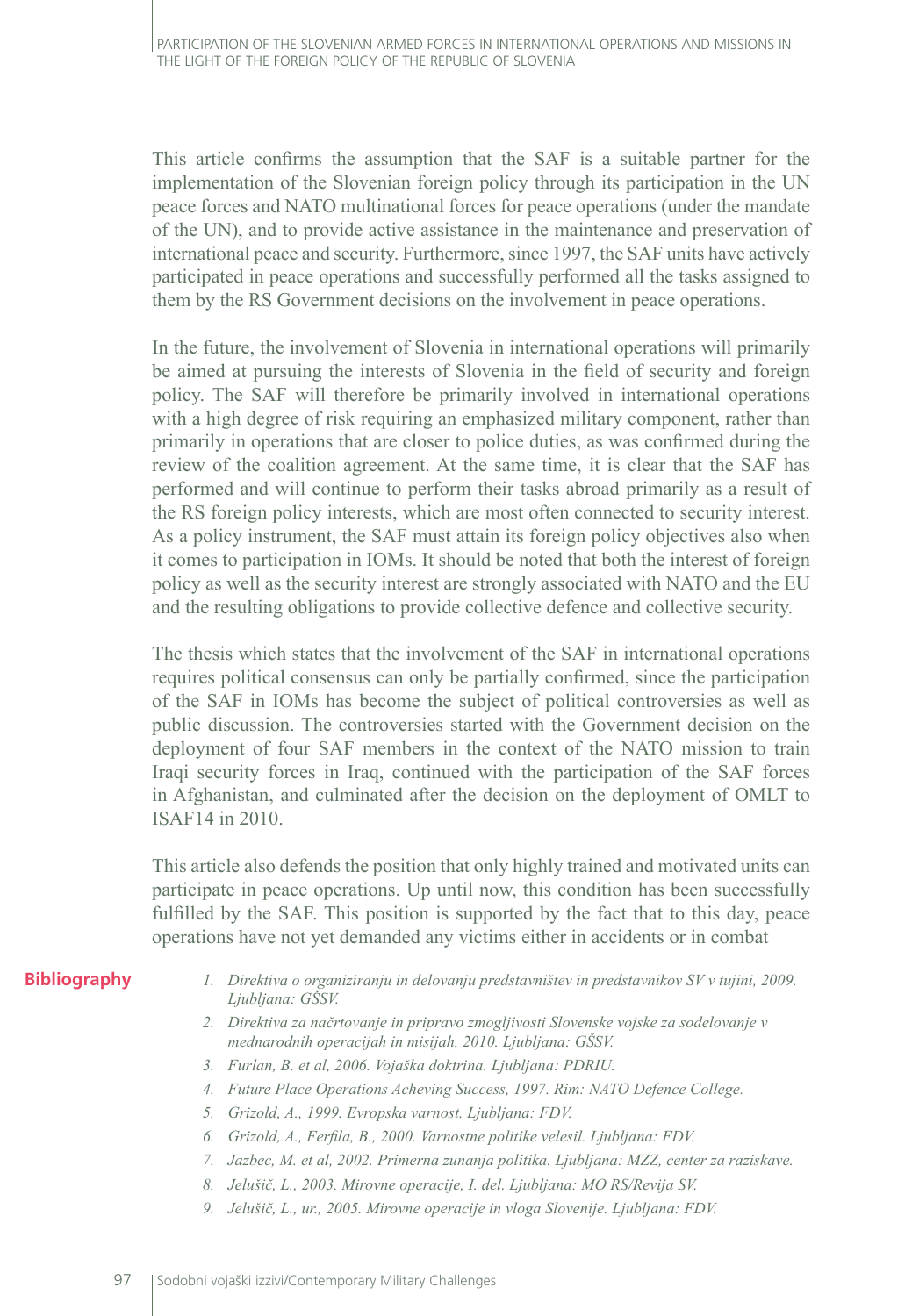This article confirms the assumption that the SAF is a suitable partner for the implementation of the Slovenian foreign policy through its participation in the UN peace forces and NATO multinational forces for peace operations (under the mandate of the UN), and to provide active assistance in the maintenance and preservation of international peace and security. Furthermore, since 1997, the SAF units have actively participated in peace operations and successfully performed all the tasks assigned to them by the RS Government decisions on the involvement in peace operations.

In the future, the involvement of Slovenia in international operations will primarily be aimed at pursuing the interests of Slovenia in the field of security and foreign policy. The SAF will therefore be primarily involved in international operations with a high degree of risk requiring an emphasized military component, rather than primarily in operations that are closer to police duties, as was confirmed during the review of the coalition agreement. At the same time, it is clear that the SAF has performed and will continue to perform their tasks abroad primarily as a result of the RS foreign policy interests, which are most often connected to security interest. As a policy instrument, the SAF must attain its foreign policy objectives also when it comes to participation in IOMs. It should be noted that both the interest of foreign policy as well as the security interest are strongly associated with NATO and the EU and the resulting obligations to provide collective defence and collective security.

The thesis which states that the involvement of the SAF in international operations requires political consensus can only be partially confirmed, since the participation of the SAF in IOMs has become the subject of political controversies as well as public discussion. The controversies started with the Government decision on the deployment of four SAF members in the context of the NATO mission to train Iraqi security forces in Iraq, continued with the participation of the SAF forces in Afghanistan, and culminated after the decision on the deployment of OMLT to ISAF14 in 2010.

This article also defends the position that only highly trained and motivated units can participate in peace operations. Up until now, this condition has been successfully fulfilled by the SAF. This position is supported by the fact that to this day, peace operations have not yet demanded any victims either in accidents or in combat

## Bibliography

1. *Direktiva o organiziranju in delovanju predstavništev in predstavnikov SV v tujini, 2009. Ljubljana: GŠSV.*
2. *Direktiva za načrtovanje in pripravo zmogljivosti Slovenske vojske za sodelovanje v mednarodnih operacijah in misijah, 2010. Ljubljana: GŠSV.*
3. *Furlan, B. et al, 2006. Vojaška doktrina. Ljubljana: PDRIU.*
4. *Future Place Operations Acheving Success, 1997. Rim: NATO Defence College.*
5. *Grizold, A., 1999. Evropska varnost. Ljubljana: FDV.*
6. *Grizold, A., Ferfila, B., 2000. Varnostne politike velesil. Ljubljana: FDV.*
7. *Jazbec, M. et al, 2002. Primerna zunanja politika. Ljubljana: MZZ, center za raziskave.*
8. *Jelušič, L., 2003. Mirovne operacije, I. del. Ljubljana: MO RS/Revija SV.*
9. *Jelušič, L., ur., 2005. Mirovne operacije in vloga Slovenije. Ljubljana: FDV.*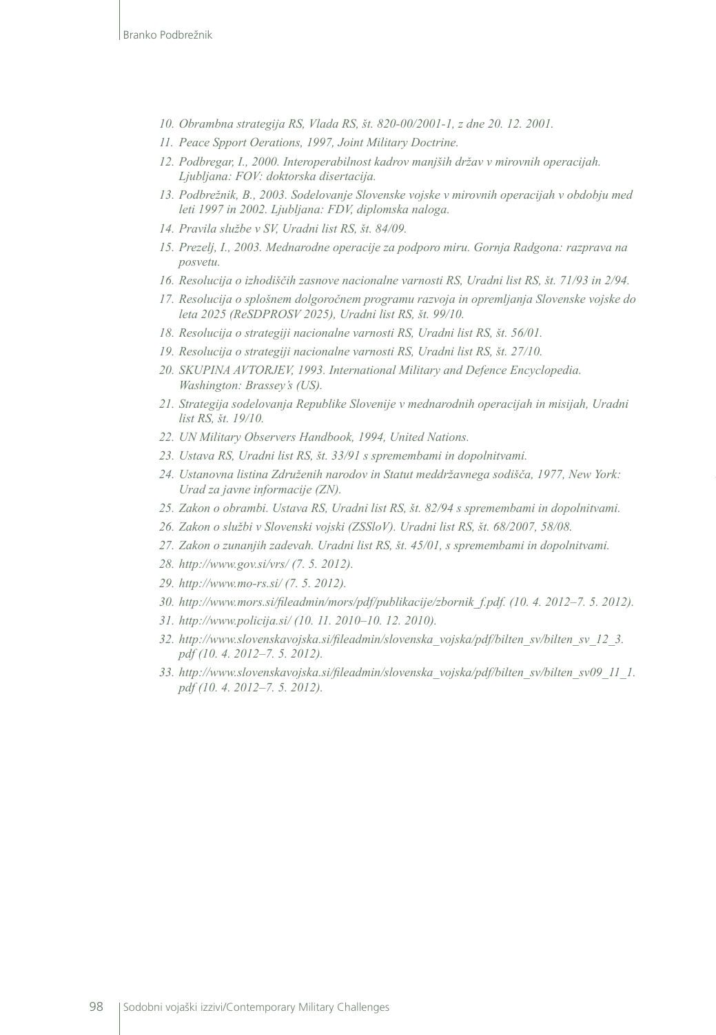10. *Obrambna strategija RS, Vlada RS, št. 820-00/2001-1, z dne 20. 12. 2001.*
11. *Peace Spport Oerations, 1997, Joint Military Doctrine.*
12. *Podbregar, I., 2000. Interoperabilnost kadrov manjših držav v mirovnih operacijah. Ljubljana: FOV: doktorska disertacija.*
13. *Podbrežnik, B., 2003. Sodelovanje Slovenske vojske v mirovnih operacijah v obdobju med leti 1997 in 2002. Ljubljana: FDV, diplomska naloga.*
14. *Pravila službe v SV, Uradni list RS, št. 84/09.*
15. *Prezelj, I., 2003. Mednarodne operacije za podporo miru. Gornja Radgona: razprava na posvetu.*
16. *Resolucija o izhodiščih zasnove nacionalne varnosti RS, Uradni list RS, št. 71/93 in 2/94.*
17. *Resolucija o splošnem dolgoročnem programu razvoja in opremljanja Slovenske vojske do leta 2025 (ReSDPROSV 2025), Uradni list RS, št. 99/10.*
18. *Resolucija o strategiji nacionalne varnosti RS, Uradni list RS, št. 56/01.*
19. *Resolucija o strategiji nacionalne varnosti RS, Uradni list RS, št. 27/10.*
20. *SKUPINA AVTORJEV, 1993. International Military and Defence Encyclopedia. Washington: Brassey's (US).*
21. *Strategija sodelovanja Republike Slovenije v mednarodnih operacijah in misijah, Uradni list RS, št. 19/10.*
22. *UN Military Observers Handbook, 1994, United Nations.*
23. *Ustava RS, Uradni list RS, št. 33/91 s spremembami in dopolnitvami.*
24. *Ustanovna listina Združenih narodov in Statut meddržavnega sodišča, 1977, New York: Urad za javne informacije (ZN).*
25. *Zakon o obrambi. Ustava RS, Uradni list RS, št. 82/94 s spremembami in dopolnitvami.*
26. *Zakon o službi v Slovenski vojski (ZSSloV). Uradni list RS, št. 68/2007, 58/08.*
27. *Zakon o zunanjih zadevah. Uradni list RS, št. 45/01, s spremembami in dopolnitvami.*
28. *http://www.gov.si/vrs/ (7. 5. 2012).*
29. *http://www.mo-rs.si/ (7. 5. 2012).*
30. *http://www.mors.si/fileadmin/mors/pdf/publikacije/zbornik_f.pdf. (10. 4. 2012–7. 5. 2012).*
31. *http://www.policija.si/ (10. 11. 2010–10. 12. 2010).*
32. *http://www.slovenskavojska.si/fileadmin/slovenska_vojska/pdf/bilten_sv/bilten_sv_12_3.pdf (10. 4. 2012–7. 5. 2012).*
33. *http://www.slovenskavojska.si/fileadmin/slovenska_vojska/pdf/bilten_sv/bilten_sv09_11_1.pdf (10. 4. 2012–7. 5. 2012).*